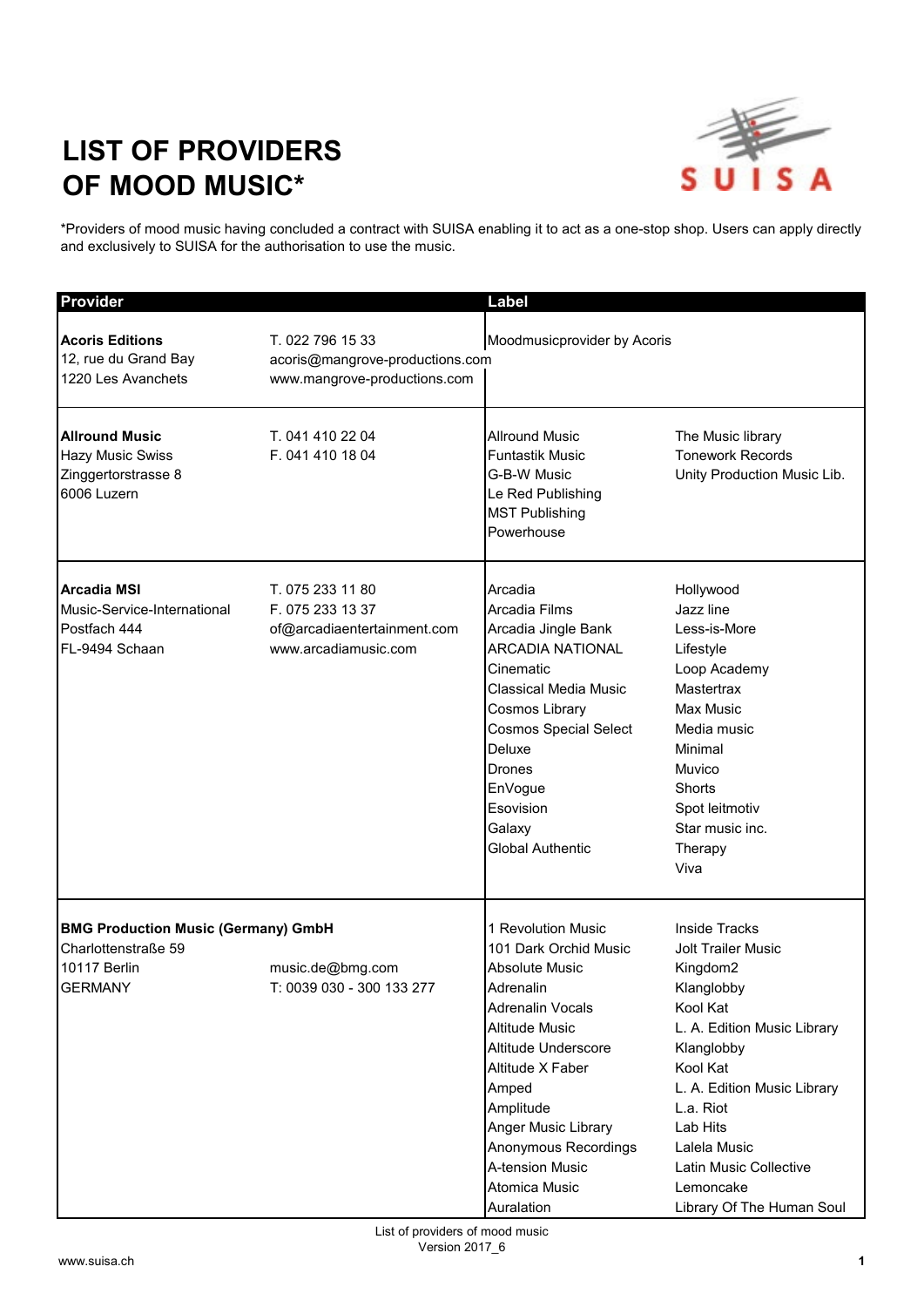# LIST OF PROVIDERS OF MOOD MUSIC*

SUISA

*Providers of mood music having concluded a contract with SUISA enabling it to act as a one-stop shop. Users can apply directly and exclusively to SUISA for the authorisation to use the music.

| Provider | | Label | |
|---|---|---|---|
| **Acoris Editions**<br>12, rue du Grand Bay<br>1220 Les Avanchets | T. 022 796 15 33<br>acoris@mangrove-productions.com<br>www.mangrove-productions.com | Moodmusicprovider by Acoris | |
| **Allround Music**<br>Hazy Music Swiss<br>Zinggertorstrasse 8<br>6006 Luzern | T. 041 410 22 04<br>F. 041 410 18 04 | Allround Music<br>Funtastik Music<br>G-B-W Music<br>Le Red Publishing<br>MST Publishing<br>Powerhouse | The Music library<br>Tonework Records<br>Unity Production Music Lib. |
| **Arcadia MSI**<br>Music-Service-International<br>Postfach 444<br>FL-9494 Schaan | T. 075 233 11 80<br>F. 075 233 13 37<br>of@arcadiaentertainment.com<br>www.arcadiamusic.com | Arcadia<br>Arcadia Films<br>Arcadia Jingle Bank<br>ARCADIA NATIONAL<br>Cinematic<br>Classical Media Music<br>Cosmos Library<br>Cosmos Special Select<br>Deluxe<br>Drones<br>EnVogue<br>Esovision<br>Galaxy<br>Global Authentic | Hollywood<br>Jazz line<br>Less-is-More<br>Lifestyle<br>Loop Academy<br>Mastertrax<br>Max Music<br>Media music<br>Minimal<br>Muvico<br>Shorts<br>Spot leitmotiv<br>Star music inc.<br>Therapy<br>Viva |
| **BMG Production Music (Germany) GmbH**<br>Charlottenstraße 59<br>10117 Berlin<br>GERMANY | <br><br>music.de@bmg.com<br>T: 0039 030 - 300 133 277 | 1 Revolution Music<br>101 Dark Orchid Music<br>Absolute Music<br>Adrenalin<br>Adrenalin Vocals<br>Altitude Music<br>Altitude Underscore<br>Altitude X Faber<br>Amped<br>Amplitude<br>Anger Music Library<br>Anonymous Recordings<br>A-tension Music<br>Atomica Music<br>Auralation | Inside Tracks<br>Jolt Trailer Music<br>Kingdom2<br>Klanglobby<br>Kool Kat<br>L. A. Edition Music Library<br>Klanglobby<br>Kool Kat<br>L. A. Edition Music Library<br>L.a. Riot<br>Lab Hits<br>Lalela Music<br>Latin Music Collective<br>Lemoncake<br>Library Of The Human Soul |

List of providers of mood music
Version 2017_6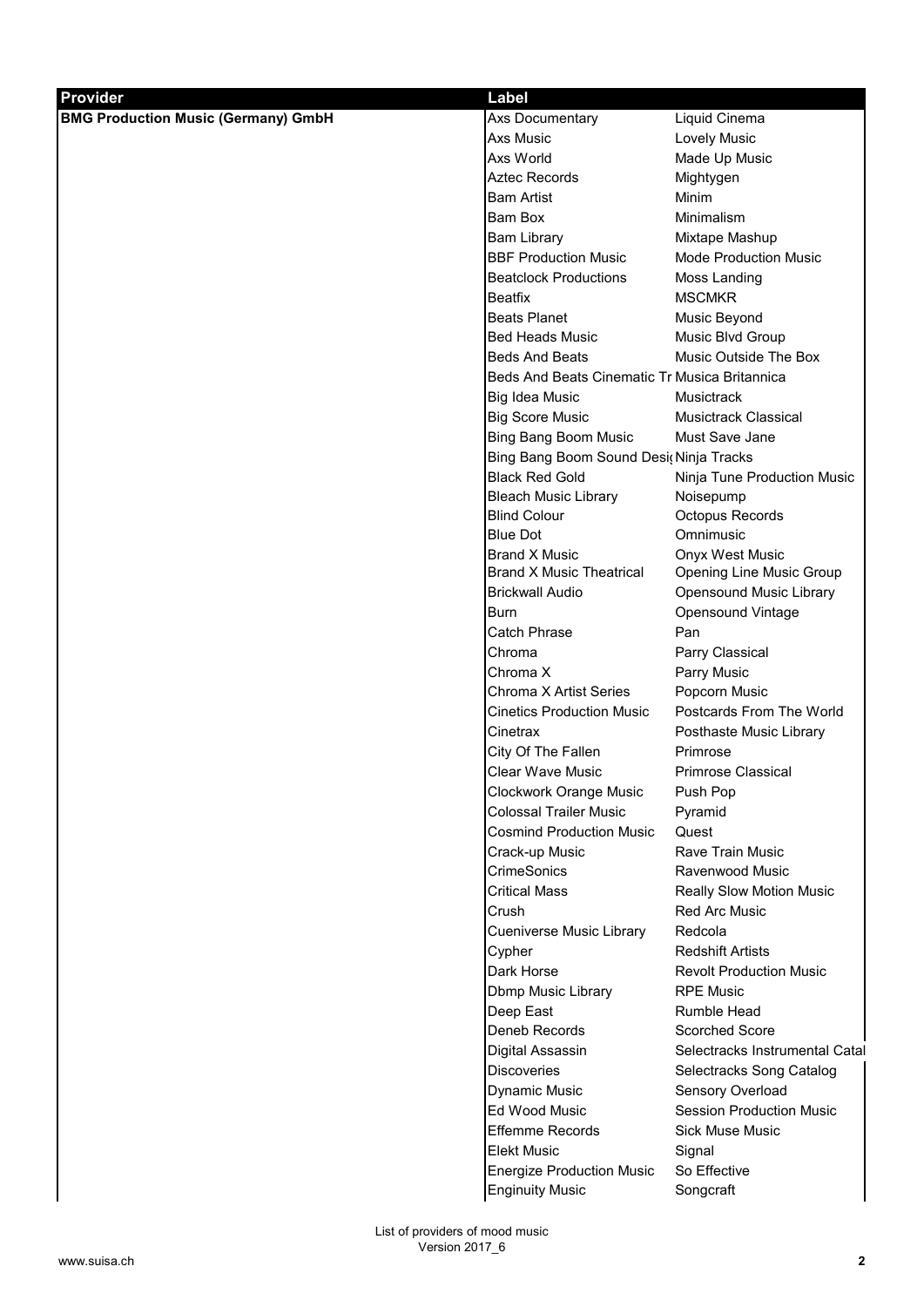| Provider | Label | |
|---|---|---|
| **BMG Production Music (Germany) GmbH** | Axs Documentary | Liquid Cinema |
| | Axs Music | Lovely Music |
| | Axs World | Made Up Music |
| | Aztec Records | Mightygen |
| | Bam Artist | Minim |
| | Bam Box | Minimalism |
| | Bam Library | Mixtape Mashup |
| | BBF Production Music | Mode Production Music |
| | Beatclock Productions | Moss Landing |
| | Beatfix | MSCMKR |
| | Beats Planet | Music Beyond |
| | Bed Heads Music | Music Blvd Group |
| | Beds And Beats | Music Outside The Box |
| | Beds And Beats Cinematic Tr | Musica Britannica |
| | Big Idea Music | Musictrack |
| | Big Score Music | Musictrack Classical |
| | Bing Bang Boom Music | Must Save Jane |
| | Bing Bang Boom Sound Desi | Ninja Tracks |
| | Black Red Gold | Ninja Tune Production Music |
| | Bleach Music Library | Noisepump |
| | Blind Colour | Octopus Records |
| | Blue Dot | Omnimusic |
| | Brand X Music | Onyx West Music |
| | Brand X Music Theatrical | Opening Line Music Group |
| | Brickwall Audio | Opensound Music Library |
| | Burn | Opensound Vintage |
| | Catch Phrase | Pan |
| | Chroma | Parry Classical |
| | Chroma X | Parry Music |
| | Chroma X Artist Series | Popcorn Music |
| | Cinetics Production Music | Postcards From The World |
| | Cinetrax | Posthaste Music Library |
| | City Of The Fallen | Primrose |
| | Clear Wave Music | Primrose Classical |
| | Clockwork Orange Music | Push Pop |
| | Colossal Trailer Music | Pyramid |
| | Cosmind Production Music | Quest |
| | Crack-up Music | Rave Train Music |
| | CrimeSonics | Ravenwood Music |
| | Critical Mass | Really Slow Motion Music |
| | Crush | Red Arc Music |
| | Cueniverse Music Library | Redcola |
| | Cypher | Redshift Artists |
| | Dark Horse | Revolt Production Music |
| | Dbmp Music Library | RPE Music |
| | Deep East | Rumble Head |
| | Deneb Records | Scorched Score |
| | Digital Assassin | Selectracks Instrumental Catal |
| | Discoveries | Selectracks Song Catalog |
| | Dynamic Music | Sensory Overload |
| | Ed Wood Music | Session Production Music |
| | Effemme Records | Sick Muse Music |
| | Elekt Music | Signal |
| | Energize Production Music | So Effective |
| | Enginuity Music | Songcraft |

List of providers of mood music
Version 2017_6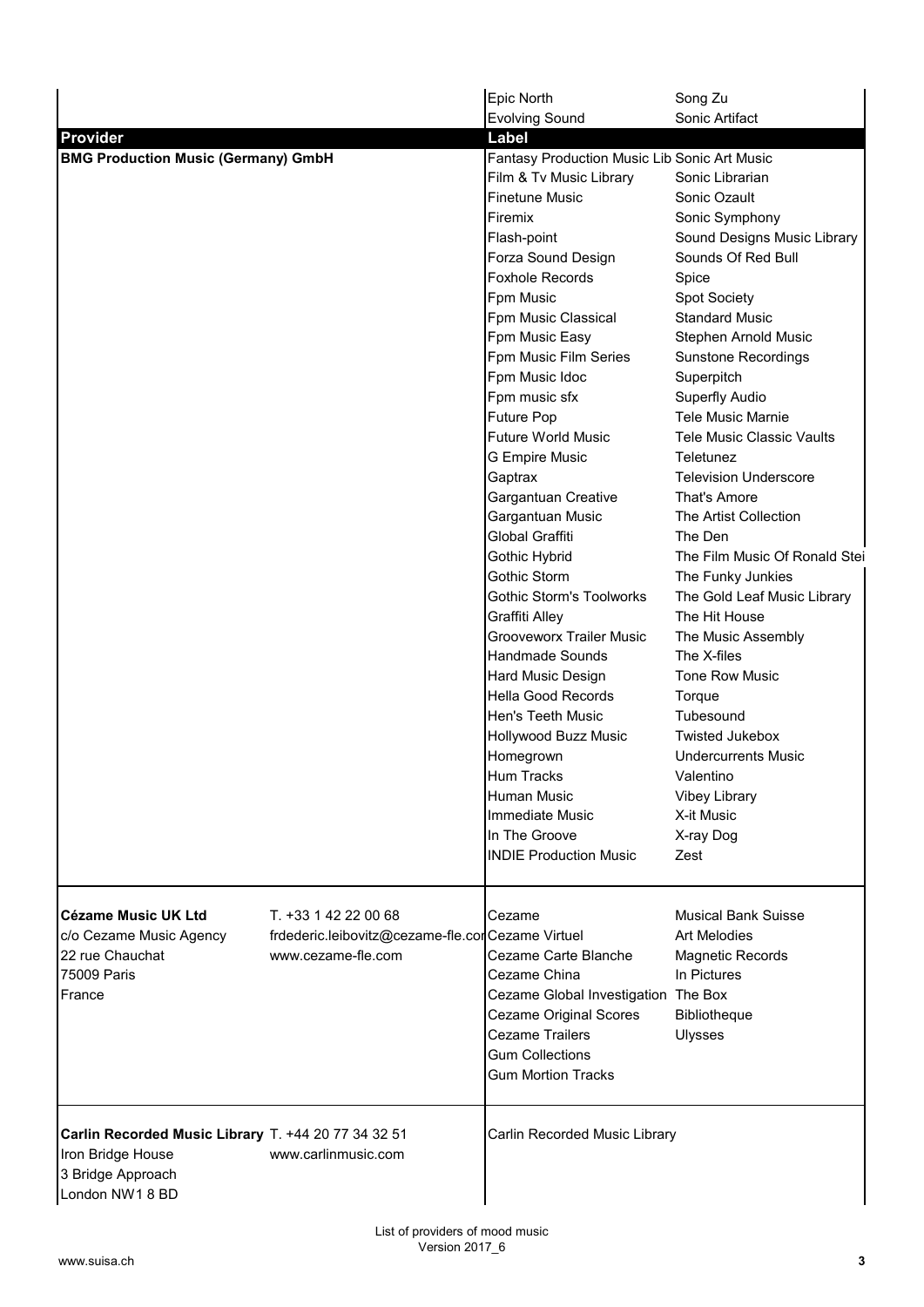| Provider | | Label | |
|---|---|---|---|
| | | Epic North | Song Zu |
| | | Evolving Sound | Sonic Artifact |
| **BMG Production Music (Germany) GmbH** | | Fantasy Production Music Lib | Sonic Art Music |
| | | Film & Tv Music Library | Sonic Librarian |
| | | Finetune Music | Sonic Ozault |
| | | Firemix | Sonic Symphony |
| | | Flash-point | Sound Designs Music Library |
| | | Forza Sound Design | Sounds Of Red Bull |
| | | Foxhole Records | Spice |
| | | Fpm Music | Spot Society |
| | | Fpm Music Classical | Standard Music |
| | | Fpm Music Easy | Stephen Arnold Music |
| | | Fpm Music Film Series | Sunstone Recordings |
| | | Fpm Music Idoc | Superpitch |
| | | Fpm music sfx | Superfly Audio |
| | | Future Pop | Tele Music Marnie |
| | | Future World Music | Tele Music Classic Vaults |
| | | G Empire Music | Teletunez |
| | | Gaptrax | Television Underscore |
| | | Gargantuan Creative | That's Amore |
| | | Gargantuan Music | The Artist Collection |
| | | Global Graffiti | The Den |
| | | Gothic Hybrid | The Film Music Of Ronald Stei |
| | | Gothic Storm | The Funky Junkies |
| | | Gothic Storm's Toolworks | The Gold Leaf Music Library |
| | | Graffiti Alley | The Hit House |
| | | Grooveworx Trailer Music | The Music Assembly |
| | | Handmade Sounds | The X-files |
| | | Hard Music Design | Tone Row Music |
| | | Hella Good Records | Torque |
| | | Hen's Teeth Music | Tubesound |
| | | Hollywood Buzz Music | Twisted Jukebox |
| | | Homegrown | Undercurrents Music |
| | | Hum Tracks | Valentino |
| | | Human Music | Vibey Library |
| | | Immediate Music | X-it Music |
| | | In The Groove | X-ray Dog |
| | | INDIE Production Music | Zest |
| **Cézame Music UK Ltd** | T. +33 1 42 22 00 68 | Cezame | Musical Bank Suisse |
| c/o Cezame Music Agency | frdederic.leibovitz@cezame-fle.cor | Cezame Virtuel | Art Melodies |
| 22 rue Chauchat | www.cezame-fle.com | Cezame Carte Blanche | Magnetic Records |
| 75009 Paris | | Cezame China | In Pictures |
| France | | Cezame Global Investigation | The Box |
| | | Cezame Original Scores | Bibliotheque |
| | | Cezame Trailers | Ulysses |
| | | Gum Collections | |
| | | Gum Mortion Tracks | |
| **Carlin Recorded Music Library** | T. +44 20 77 34 32 51 | Carlin Recorded Music Library | |
| Iron Bridge House | www.carlinmusic.com | | |
| 3 Bridge Approach | | | |
| London NW1 8 BD | | | |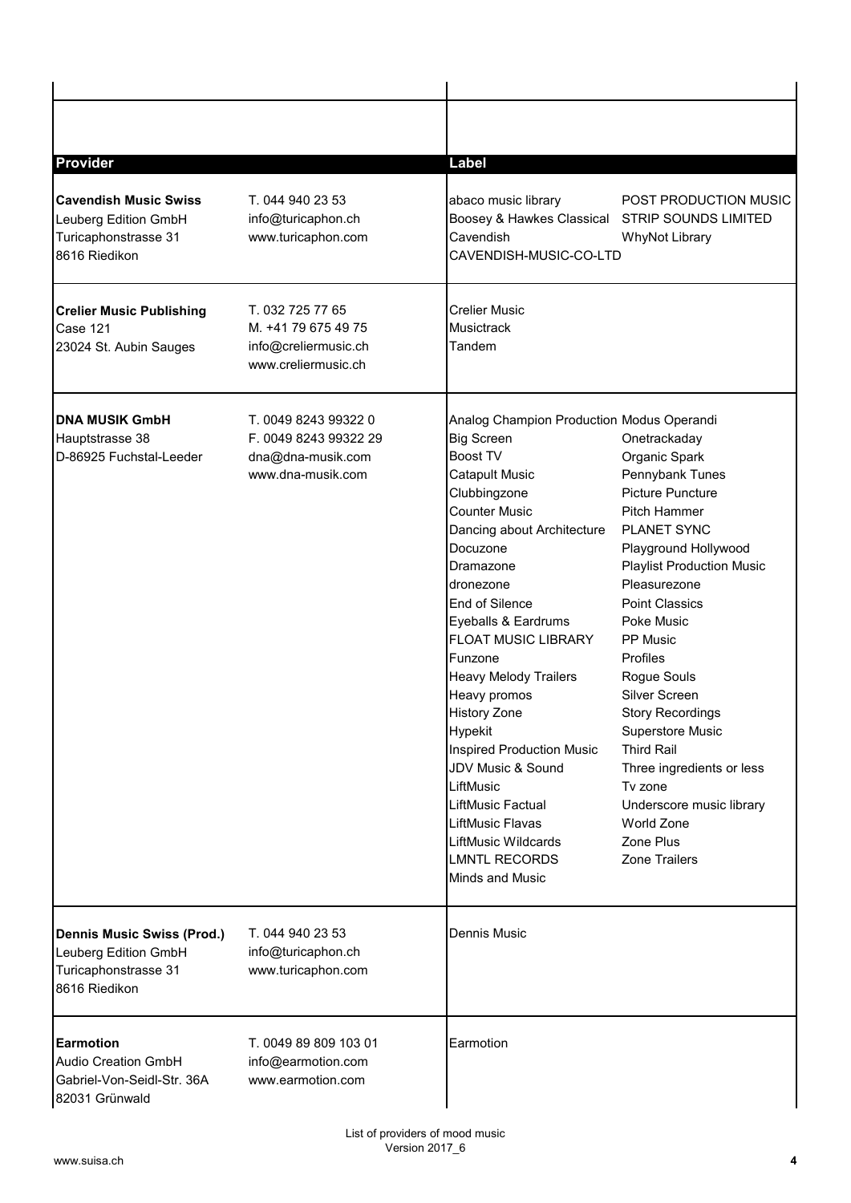| Provider | | Label | |
|---|---|---|---|
| **Cavendish Music Swiss**<br>Leuberg Edition GmbH<br>Turicaphonstrasse 31<br>8616 Riedikon | T. 044 940 23 53<br>info@turicaphon.ch<br>www.turicaphon.com | abaco music library<br>Boosey & Hawkes Classical<br>Cavendish<br>CAVENDISH-MUSIC-CO-LTD | POST PRODUCTION MUSIC<br>STRIP SOUNDS LIMITED<br>WhyNot Library |
| **Crelier Music Publishing**<br>Case 121<br>23024 St. Aubin Sauges | T. 032 725 77 65<br>M. +41 79 675 49 75<br>info@creliermusic.ch<br>www.creliermusic.ch | Crelier Music<br>Musictrack<br>Tandem | |
| **DNA MUSIK GmbH**<br>Hauptstrasse 38<br>D-86925 Fuchstal-Leeder | T. 0049 8243 99322 0<br>F. 0049 8243 99322 29<br>dna@dna-musik.com<br>www.dna-musik.com | Analog Champion Production<br>Big Screen<br>Boost TV<br>Catapult Music<br>Clubbingzone<br>Counter Music<br>Dancing about Architecture<br>Docuzone<br>Dramazone<br>dronezone<br>End of Silence<br>Eyeballs & Eardrums<br>FLOAT MUSIC LIBRARY<br>Funzone<br>Heavy Melody Trailers<br>Heavy promos<br>History Zone<br>Hypekit<br>Inspired Production Music<br>JDV Music & Sound<br>LiftMusic<br>LiftMusic Factual<br>LiftMusic Flavas<br>LiftMusic Wildcards<br>LMNTL RECORDS<br>Minds and Music | Modus Operandi<br>Onetrackaday<br>Organic Spark<br>Pennybank Tunes<br>Picture Puncture<br>Pitch Hammer<br>PLANET SYNC<br>Playground Hollywood<br>Playlist Production Music<br>Pleasurezone<br>Point Classics<br>Poke Music<br>PP Music<br>Profiles<br>Rogue Souls<br>Silver Screen<br>Story Recordings<br>Superstore Music<br>Third Rail<br>Three ingredients or less<br>Tv zone<br>Underscore music library<br>World Zone<br>Zone Plus<br>Zone Trailers |
| **Dennis Music Swiss (Prod.)**<br>Leuberg Edition GmbH<br>Turicaphonstrasse 31<br>8616 Riedikon | T. 044 940 23 53<br>info@turicaphon.ch<br>www.turicaphon.com | Dennis Music | |
| **Earmotion**<br>Audio Creation GmbH<br>Gabriel-Von-Seidl-Str. 36A<br>82031 Grünwald | T. 0049 89 809 103 01<br>info@earmotion.com<br>www.earmotion.com | Earmotion | |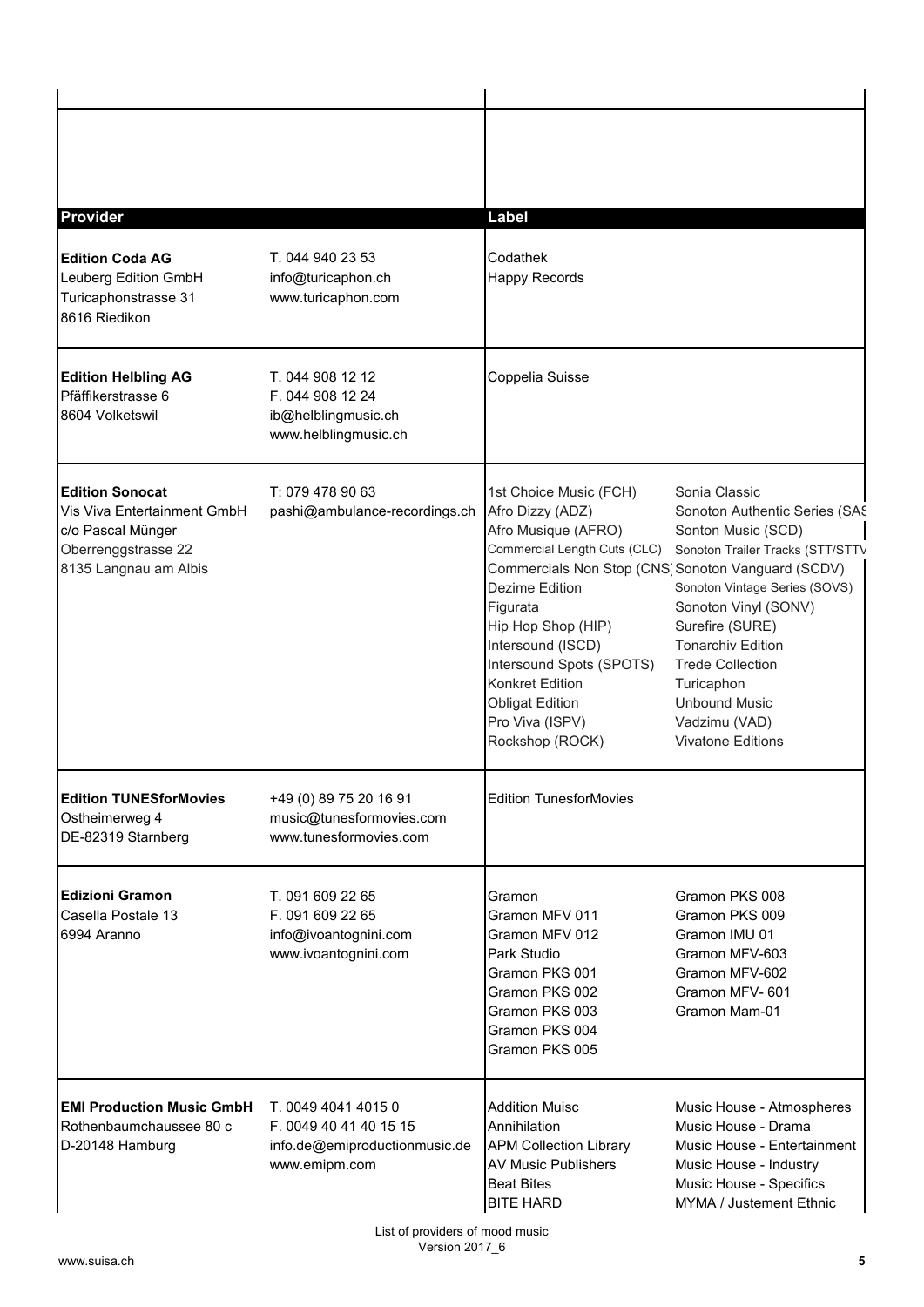| Provider | | Label | |
|---|---|---|---|
| **Edition Coda AG**<br>Leuberg Edition GmbH<br>Turicaphonstrasse 31<br>8616 Riedikon | T. 044 940 23 53<br>info@turicaphon.ch<br>www.turicaphon.com | Codathek<br>Happy Records | |
| **Edition Helbling AG**<br>Pfäffikerstrasse 6<br>8604 Volketswil | T. 044 908 12 12<br>F. 044 908 12 24<br>ib@helblingmusic.ch<br>www.helblingmusic.ch | Coppelia Suisse | |
| **Edition Sonocat**<br>Vis Viva Entertainment GmbH<br>c/o Pascal Münger<br>Oberrenggstrasse 22<br>8135 Langnau am Albis | T: 079 478 90 63<br>pashi@ambulance-recordings.ch | 1st Choice Music (FCH)<br>Afro Dizzy (ADZ)<br>Afro Musique (AFRO)<br>Commercial Length Cuts (CLC)<br>Commercials Non Stop (CNS)<br>Dezime Edition<br>Figurata<br>Hip Hop Shop (HIP)<br>Intersound (ISCD)<br>Intersound Spots (SPOTS)<br>Konkret Edition<br>Obligat Edition<br>Pro Viva (ISPV)<br>Rockshop (ROCK) | Sonia Classic<br>Sonoton Authentic Series (SAS<br>Sonton Music (SCD)<br>Sonoton Trailer Tracks (STT/STTV<br>Sonoton Vanguard (SCDV)<br>Sonoton Vintage Series (SOVS)<br>Sonoton Vinyl (SONV)<br>Surefire (SURE)<br>Tonarchiv Edition<br>Trede Collection<br>Turicaphon<br>Unbound Music<br>Vadzimu (VAD)<br>Vivatone Editions |
| **Edition TUNESforMovies**<br>Ostheimerweg 4<br>DE-82319 Starnberg | +49 (0) 89 75 20 16 91<br>music@tunesformovies.com<br>www.tunesformovies.com | Edition TunesforMovies | |
| **Edizioni Gramon**<br>Casella Postale 13<br>6994 Aranno | T. 091 609 22 65<br>F. 091 609 22 65<br>info@ivoantognini.com<br>www.ivoantognini.com | Gramon<br>Gramon MFV 011<br>Gramon MFV 012<br>Park Studio<br>Gramon PKS 001<br>Gramon PKS 002<br>Gramon PKS 003<br>Gramon PKS 004<br>Gramon PKS 005 | Gramon PKS 008<br>Gramon PKS 009<br>Gramon IMU 01<br>Gramon MFV-603<br>Gramon MFV-602<br>Gramon MFV- 601<br>Gramon Mam-01 |
| **EMI Production Music GmbH**<br>Rothenbaumchaussee 80 c<br>D-20148 Hamburg | T. 0049 4041 4015 0<br>F. 0049 40 41 40 15 15<br>info.de@emiproductionmusic.de<br>www.emipm.com | Addition Muisc<br>Annihilation<br>APM Collection Library<br>AV Music Publishers<br>Beat Bites<br>BITE HARD | Music House - Atmospheres<br>Music House - Drama<br>Music House - Entertainment<br>Music House - Industry<br>Music House - Specifics<br>MYMA / Justement Ethnic |

List of providers of mood music
Version 2017_6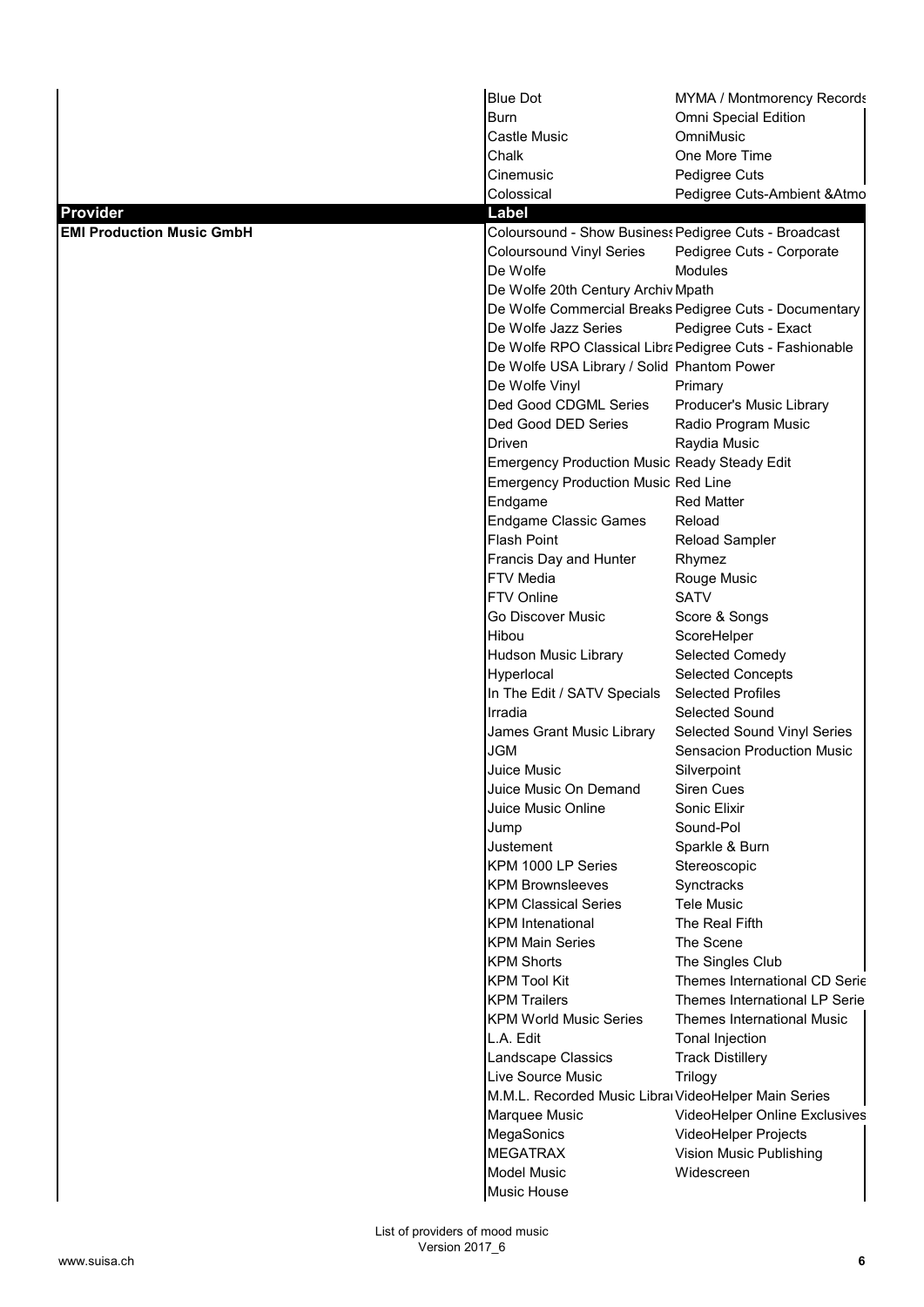| Provider | Label | |
|---|---|---|
| | Blue Dot | MYMA / Montmorency Records |
| | Burn | Omni Special Edition |
| | Castle Music | OmniMusic |
| | Chalk | One More Time |
| | Cinemusic | Pedigree Cuts |
| | Colossical | Pedigree Cuts-Ambient &Atmo |
| **EMI Production Music GmbH** | Coloursound - Show Business | Pedigree Cuts - Broadcast |
| | Coloursound Vinyl Series | Pedigree Cuts - Corporate |
| | De Wolfe | Modules |
| | De Wolfe 20th Century Archiv | Mpath |
| | De Wolfe Commercial Breaks | Pedigree Cuts - Documentary |
| | De Wolfe Jazz Series | Pedigree Cuts - Exact |
| | De Wolfe RPO Classical Libra | Pedigree Cuts - Fashionable |
| | De Wolfe USA Library / Solid | Phantom Power |
| | De Wolfe Vinyl | Primary |
| | Ded Good CDGML Series | Producer's Music Library |
| | Ded Good DED Series | Radio Program Music |
| | Driven | Raydia Music |
| | Emergency Production Music | Ready Steady Edit |
| | Emergency Production Music | Red Line |
| | Endgame | Red Matter |
| | Endgame Classic Games | Reload |
| | Flash Point | Reload Sampler |
| | Francis Day and Hunter | Rhymez |
| | FTV Media | Rouge Music |
| | FTV Online | SATV |
| | Go Discover Music | Score & Songs |
| | Hibou | ScoreHelper |
| | Hudson Music Library | Selected Comedy |
| | Hyperlocal | Selected Concepts |
| | In The Edit / SATV Specials | Selected Profiles |
| | Irradia | Selected Sound |
| | James Grant Music Library | Selected Sound Vinyl Series |
| | JGM | Sensacion Production Music |
| | Juice Music | Silverpoint |
| | Juice Music On Demand | Siren Cues |
| | Juice Music Online | Sonic Elixir |
| | Jump | Sound-Pol |
| | Justement | Sparkle & Burn |
| | KPM 1000 LP Series | Stereoscopic |
| | KPM Brownsleeves | Synctracks |
| | KPM Classical Series | Tele Music |
| | KPM Intenational | The Real Fifth |
| | KPM Main Series | The Scene |
| | KPM Shorts | The Singles Club |
| | KPM Tool Kit | Themes International CD Serie |
| | KPM Trailers | Themes International LP Serie |
| | KPM World Music Series | Themes International Music |
| | L.A. Edit | Tonal Injection |
| | Landscape Classics | Track Distillery |
| | Live Source Music | Trilogy |
| | M.M.L. Recorded Music Librar | VideoHelper Main Series |
| | Marquee Music | VideoHelper Online Exclusives |
| | MegaSonics | VideoHelper Projects |
| | MEGATRAX | Vision Music Publishing |
| | Model Music | Widescreen |
| | Music House | |

List of providers of mood music
Version 2017_6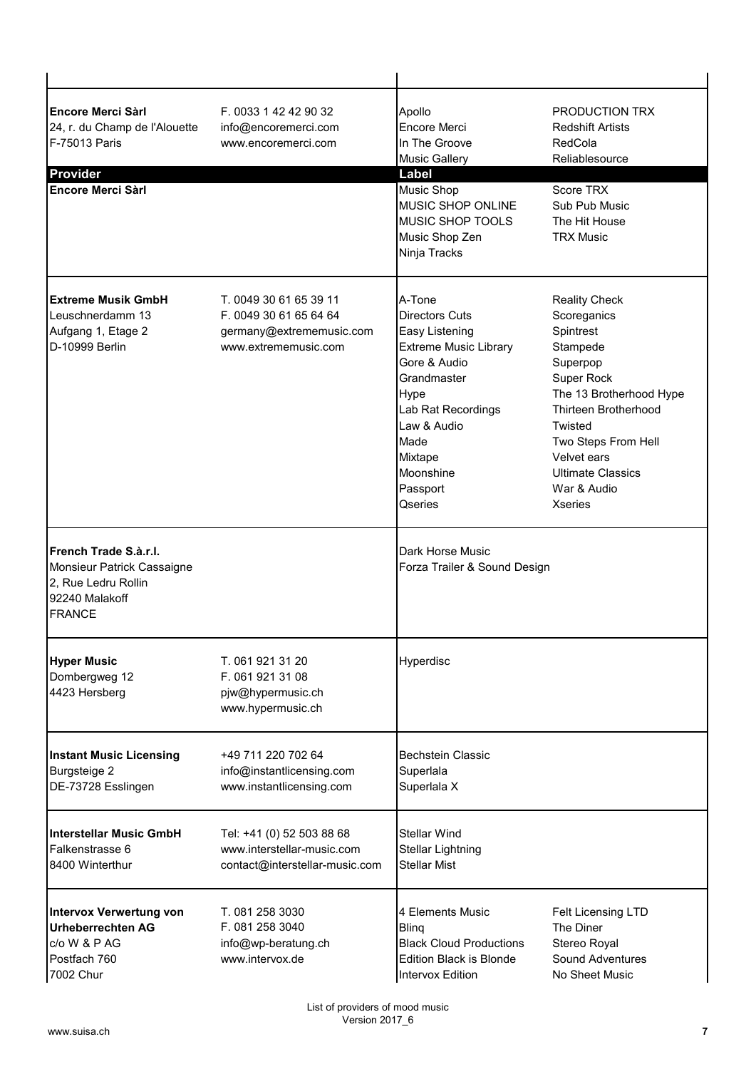| Provider | | Label | |
|---|---|---|---|
| **Encore Merci Sàrl**<br>24, r. du Champ de l'Alouette<br>F-75013 Paris | F. 0033 1 42 42 90 32<br>info@encoremerci.com<br>www.encoremerci.com | Apollo<br>Encore Merci<br>In The Groove<br>Music Gallery | PRODUCTION TRX<br>Redshift Artists<br>RedCola<br>Reliablesource |
| **Encore Merci Sàrl** | | Music Shop<br>MUSIC SHOP ONLINE<br>MUSIC SHOP TOOLS<br>Music Shop Zen<br>Ninja Tracks | Score TRX<br>Sub Pub Music<br>The Hit House<br>TRX Music |
| **Extreme Musik GmbH**<br>Leuschnerdamm 13<br>Aufgang 1, Etage 2<br>D-10999 Berlin | T. 0049 30 61 65 39 11<br>F. 0049 30 61 65 64 64<br>germany@extrememusic.com<br>www.extrememusic.com | A-Tone<br>Directors Cuts<br>Easy Listening<br>Extreme Music Library<br>Gore & Audio<br>Grandmaster<br>Hype<br>Lab Rat Recordings<br>Law & Audio<br>Made<br>Mixtape<br>Moonshine<br>Passport<br>Qseries | Reality Check<br>Scoreganics<br>Spintrest<br>Stampede<br>Superpop<br>Super Rock<br>The 13 Brotherhood Hype<br>Thirteen Brotherhood<br>Twisted<br>Two Steps From Hell<br>Velvet ears<br>Ultimate Classics<br>War & Audio<br>Xseries |
| **French Trade S.à.r.l.**<br>Monsieur Patrick Cassaigne<br>2, Rue Ledru Rollin<br>92240 Malakoff<br>FRANCE | | Dark Horse Music<br>Forza Trailer & Sound Design | |
| **Hyper Music**<br>Dombergweg 12<br>4423 Hersberg | T. 061 921 31 20<br>F. 061 921 31 08<br>pjw@hypermusic.ch<br>www.hypermusic.ch | Hyperdisc | |
| **Instant Music Licensing**<br>Burgsteige 2<br>DE-73728 Esslingen | +49 711 220 702 64<br>info@instantlicensing.com<br>www.instantlicensing.com | Bechstein Classic<br>Superlala<br>Superlala X | |
| **Interstellar Music GmbH**<br>Falkenstrasse 6<br>8400 Winterthur | Tel: +41 (0) 52 503 88 68<br>www.interstellar-music.com<br>contact@interstellar-music.com | Stellar Wind<br>Stellar Lightning<br>Stellar Mist | |
| **Intervox Verwertung von Urheberrechten AG**<br>c/o W & P AG<br>Postfach 760<br>7002 Chur | T. 081 258 3030<br>F. 081 258 3040<br>info@wp-beratung.ch<br>www.intervox.de | 4 Elements Music<br>Blinq<br>Black Cloud Productions<br>Edition Black is Blonde<br>Intervox Edition | Felt Licensing LTD<br>The Diner<br>Stereo Royal<br>Sound Adventures<br>No Sheet Music |

List of providers of mood music
Version 2017_6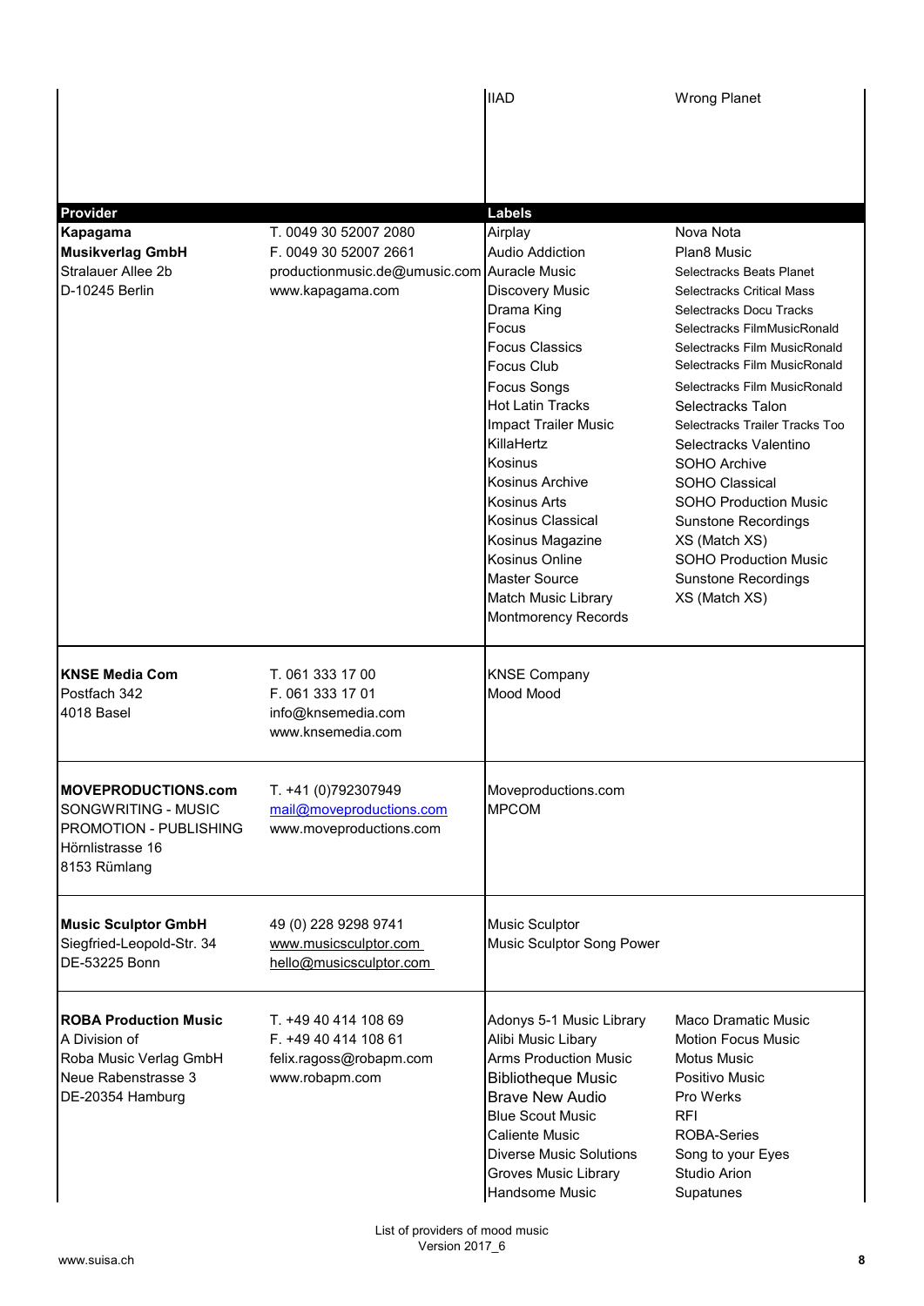| Provider | | Labels | |
|---|---|---|---|
| | | IIAD | Wrong Planet |
| **Kapagama Musikverlag GmbH**<br>Stralauer Allee 2b<br>D-10245 Berlin | T. 0049 30 52007 2080<br>F. 0049 30 52007 2661<br>productionmusic.de@umusic.com<br>www.kapagama.com | Airplay<br>Audio Addiction<br>Auracle Music<br>Discovery Music<br>Drama King<br>Focus<br>Focus Classics<br>Focus Club<br>Focus Songs<br>Hot Latin Tracks<br>Impact Trailer Music<br>KillaHertz<br>Kosinus<br>Kosinus Archive<br>Kosinus Arts<br>Kosinus Classical<br>Kosinus Magazine<br>Kosinus Online<br>Master Source<br>Match Music Library<br>Montmorency Records | Nova Nota<br>Plan8 Music<br>Selectracks Beats Planet<br>Selectracks Critical Mass<br>Selectracks Docu Tracks<br>Selectracks FilmMusicRonald<br>Selectracks Film MusicRonald<br>Selectracks Film MusicRonald<br>Selectracks Film MusicRonald<br>Selectracks Talon<br>Selectracks Trailer Tracks Too<br>Selectracks Valentino<br>SOHO Archive<br>SOHO Classical<br>SOHO Production Music<br>Sunstone Recordings<br>XS (Match XS)<br>SOHO Production Music<br>Sunstone Recordings<br>XS (Match XS) |
| **KNSE Media Com**<br>Postfach 342<br>4018 Basel | T. 061 333 17 00<br>F. 061 333 17 01<br>info@knsemedia.com<br>www.knsemedia.com | KNSE Company<br>Mood Mood | |
| **MOVEPRODUCTIONS.com**<br>SONGWRITING - MUSIC PROMOTION - PUBLISHING<br>Hörnlistrasse 16<br>8153 Rümlang | T. +41 (0)792307949<br>mail@moveproductions.com<br>www.moveproductions.com | Moveproductions.com<br>MPCOM | |
| **Music Sculptor GmbH**<br>Siegfried-Leopold-Str. 34<br>DE-53225 Bonn | 49 (0) 228 9298 9741<br>www.musicsculptor.com<br>hello@musicsculptor.com | Music Sculptor<br>Music Sculptor Song Power | |
| **ROBA Production Music**<br>A Division of<br>Roba Music Verlag GmbH<br>Neue Rabenstrasse 3<br>DE-20354 Hamburg | T. +49 40 414 108 69<br>F. +49 40 414 108 61<br>felix.ragoss@robapm.com<br>www.robapm.com | Adonys 5-1 Music Library<br>Alibi Music Libary<br>Arms Production Music<br>Bibliotheque Music<br>Brave New Audio<br>Blue Scout Music<br>Caliente Music<br>Diverse Music Solutions<br>Groves Music Library<br>Handsome Music | Maco Dramatic Music<br>Motion Focus Music<br>Motus Music<br>Positivo Music<br>Pro Werks<br>RFI<br>ROBA-Series<br>Song to your Eyes<br>Studio Arion<br>Supatunes |

List of providers of mood music
Version 2017_6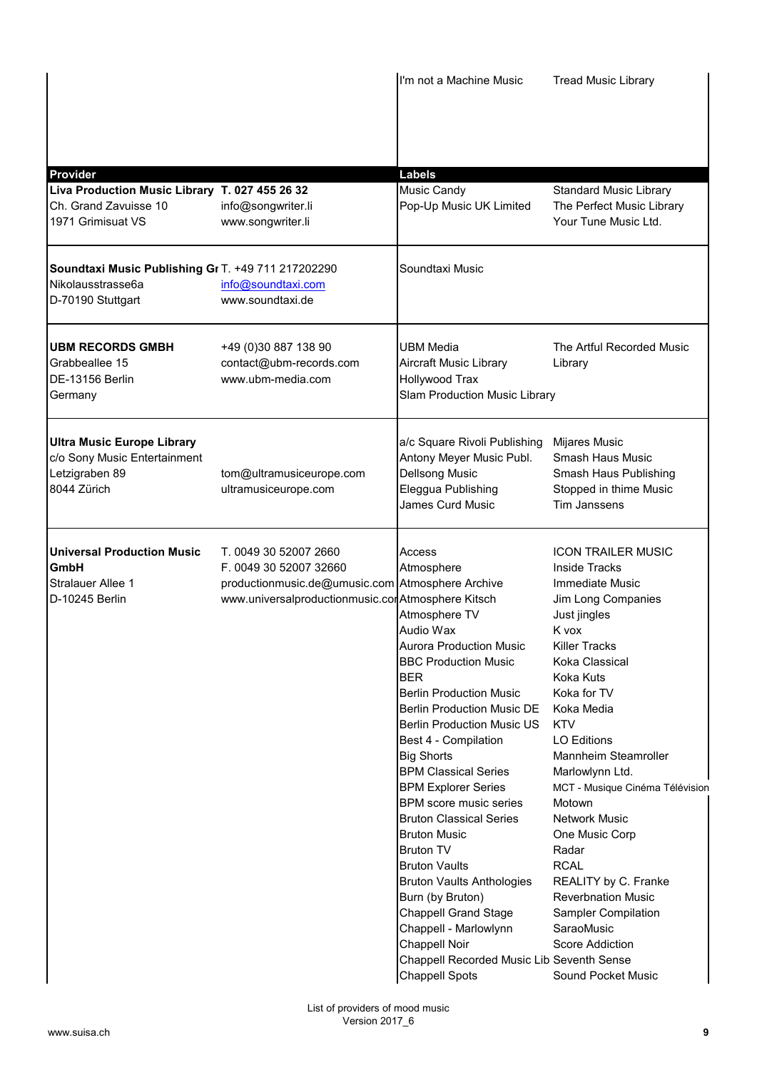| Provider | | Labels | |
|---|---|---|---|
| | | I'm not a Machine Music | Tread Music Library |
| **Liva Production Music Library**<br>Ch. Grand Zavuisse 10<br>1971 Grimisuat VS | **T. 027 455 26 32**<br>info@songwriter.li<br>www.songwriter.li | Music Candy<br>Pop-Up Music UK Limited | Standard Music Library<br>The Perfect Music Library<br>Your Tune Music Ltd. |
| **Soundtaxi Music Publishing Gr**<br>Nikolausstrasse6a<br>D-70190 Stuttgart | T. +49 711 217202290<br>info@soundtaxi.com<br>www.soundtaxi.de | Soundtaxi Music | |
| **UBM RECORDS GMBH**<br>Grabbeallee 15<br>DE-13156 Berlin<br>Germany | +49 (0)30 887 138 90<br>contact@ubm-records.com<br>www.ubm-media.com | UBM Media<br>Aircraft Music Library<br>Hollywood Trax<br>Slam Production Music Library | The Artful Recorded Music Library |
| **Ultra Music Europe Library**<br>c/o Sony Music Entertainment<br>Letzigraben 89<br>8044 Zürich | tom@ultramusiceurope.com<br>ultramusiceurope.com | a/c Square Rivoli Publishing<br>Antony Meyer Music Publ.<br>Dellsong Music<br>Eleggua Publishing<br>James Curd Music | Mijares Music<br>Smash Haus Music<br>Smash Haus Publishing<br>Stopped in thime Music<br>Tim Janssens |
| **Universal Production Music GmbH**<br>Stralauer Allee 1<br>D-10245 Berlin | T. 0049 30 52007 2660<br>F. 0049 30 52007 32660<br>productionmusic.de@umusic.com<br>www.universalproductionmusic.cor | Access<br>Atmosphere<br>Atmosphere Archive<br>Atmosphere Kitsch<br>Atmosphere TV<br>Audio Wax<br>Aurora Production Music<br>BBC Production Music<br>BER<br>Berlin Production Music<br>Berlin Production Music DE<br>Berlin Production Music US<br>Best 4 - Compilation<br>Big Shorts<br>BPM Classical Series<br>BPM Explorer Series<br>BPM score music series<br>Bruton Classical Series<br>Bruton Music<br>Bruton TV<br>Bruton Vaults<br>Bruton Vaults Anthologies<br>Burn (by Bruton)<br>Chappell Grand Stage<br>Chappell - Marlowlynn<br>Chappell Noir<br>Chappell Recorded Music Lib<br>Chappell Spots | ICON TRAILER MUSIC<br>Inside Tracks<br>Immediate Music<br>Jim Long Companies<br>Just jingles<br>K vox<br>Killer Tracks<br>Koka Classical<br>Koka Kuts<br>Koka for TV<br>Koka Media<br>KTV<br>LO Editions<br>Mannheim Steamroller<br>Marlowlynn Ltd.<br>MCT - Musique Cinéma Télévision<br>Motown<br>Network Music<br>One Music Corp<br>Radar<br>RCAL<br>REALITY by C. Franke<br>Reverbnation Music<br>Sampler Compilation<br>SaraoMusic<br>Score Addiction<br>Seventh Sense<br>Sound Pocket Music |

List of providers of mood music
Version 2017_6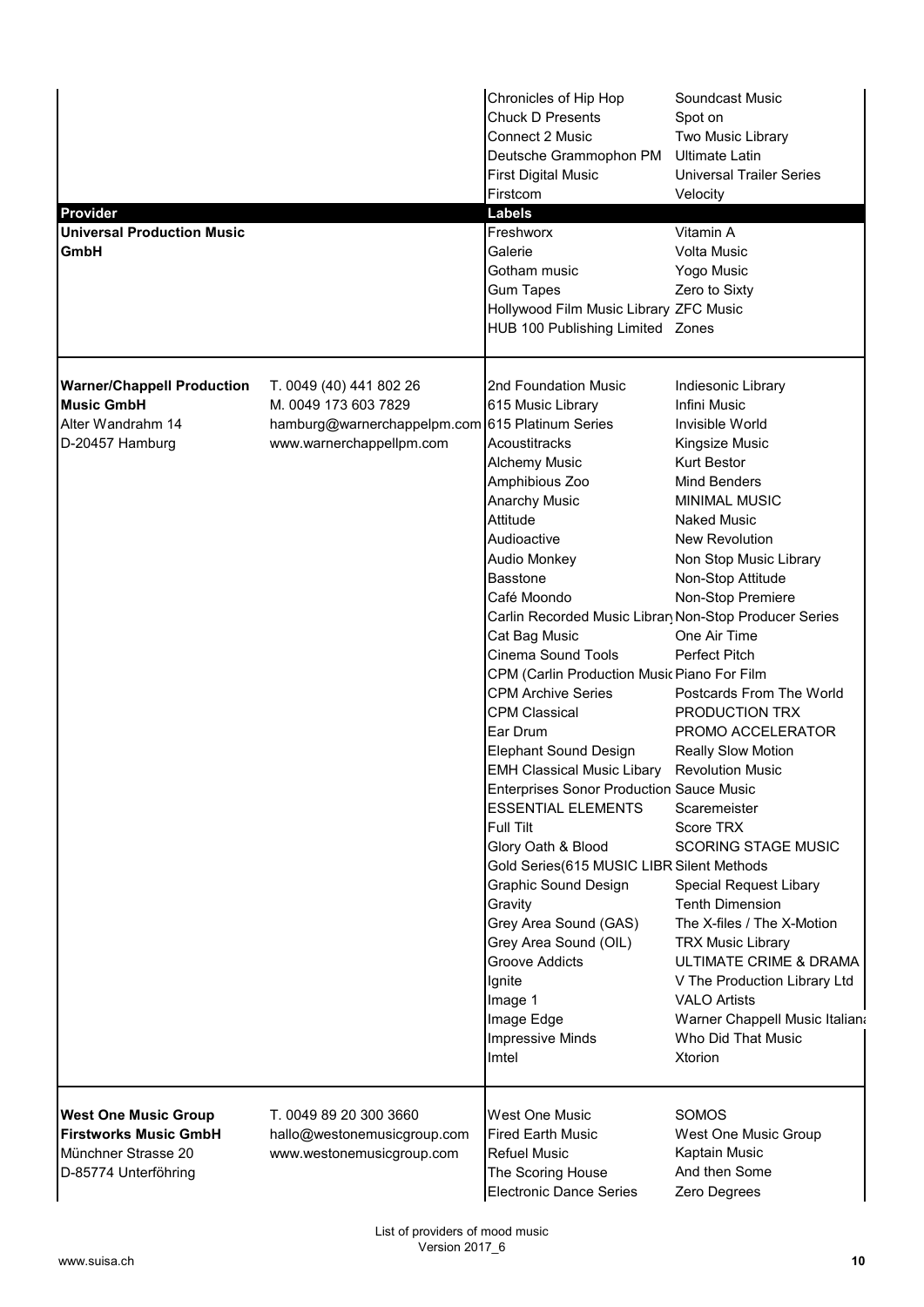| Provider | | Labels | |
|---|---|---|---|
| | | Chronicles of Hip Hop | Soundcast Music |
| | | Chuck D Presents | Spot on |
| | | Connect 2 Music | Two Music Library |
| | | Deutsche Grammophon PM | Ultimate Latin |
| | | First Digital Music | Universal Trailer Series |
| | | Firstcom | Velocity |
| **Universal Production Music GmbH** | | Freshworx | Vitamin A |
| | | Galerie | Volta Music |
| | | Gotham music | Yogo Music |
| | | Gum Tapes | Zero to Sixty |
| | | Hollywood Film Music Library | ZFC Music |
| | | HUB 100 Publishing Limited | Zones |
| **Warner/Chappell Production Music GmbH** | T. 0049 (40) 441 802 26 | 2nd Foundation Music | Indiesonic Library |
| Alter Wandrahm 14 | M. 0049 173 603 7829 | 615 Music Library | Infini Music |
| D-20457 Hamburg | hamburg@warnerchappelpm.com | 615 Platinum Series | Invisible World |
| | www.warnerchappellpm.com | Acoustitracks | Kingsize Music |
| | | Alchemy Music | Kurt Bestor |
| | | Amphibious Zoo | Mind Benders |
| | | Anarchy Music | MINIMAL MUSIC |
| | | Attitude | Naked Music |
| | | Audioactive | New Revolution |
| | | Audio Monkey | Non Stop Music Library |
| | | Basstone | Non-Stop Attitude |
| | | Café Moondo | Non-Stop Premiere |
| | | Carlin Recorded Music Librar | Non-Stop Producer Series |
| | | Cat Bag Music | One Air Time |
| | | Cinema Sound Tools | Perfect Pitch |
| | | CPM (Carlin Production Music | Piano For Film |
| | | CPM Archive Series | Postcards From The World |
| | | CPM Classical | PRODUCTION TRX |
| | | Ear Drum | PROMO ACCELERATOR |
| | | Elephant Sound Design | Really Slow Motion |
| | | EMH Classical Music Libary | Revolution Music |
| | | Enterprises Sonor Production | Sauce Music |
| | | ESSENTIAL ELEMENTS | Scaremeister |
| | | Full Tilt | Score TRX |
| | | Glory Oath & Blood | SCORING STAGE MUSIC |
| | | Gold Series(615 MUSIC LIBR | Silent Methods |
| | | Graphic Sound Design | Special Request Libary |
| | | Gravity | Tenth Dimension |
| | | Grey Area Sound (GAS) | The X-files / The X-Motion |
| | | Grey Area Sound (OIL) | TRX Music Library |
| | | Groove Addicts | ULTIMATE CRIME & DRAMA |
| | | Ignite | V The Production Library Ltd |
| | | Image 1 | VALO Artists |
| | | Image Edge | Warner Chappell Music Italian |
| | | Impressive Minds | Who Did That Music |
| | | Imtel | Xtorion |
| **West One Music Group** | T. 0049 89 20 300 3660 | West One Music | SOMOS |
| **Firstworks Music GmbH** | hallo@westonemusicgroup.com | Fired Earth Music | West One Music Group |
| Münchner Strasse 20 | www.westonemusicgroup.com | Refuel Music | Kaptain Music |
| D-85774 Unterföhring | | The Scoring House | And then Some |
| | | Electronic Dance Series | Zero Degrees |

List of providers of mood music
Version 2017_6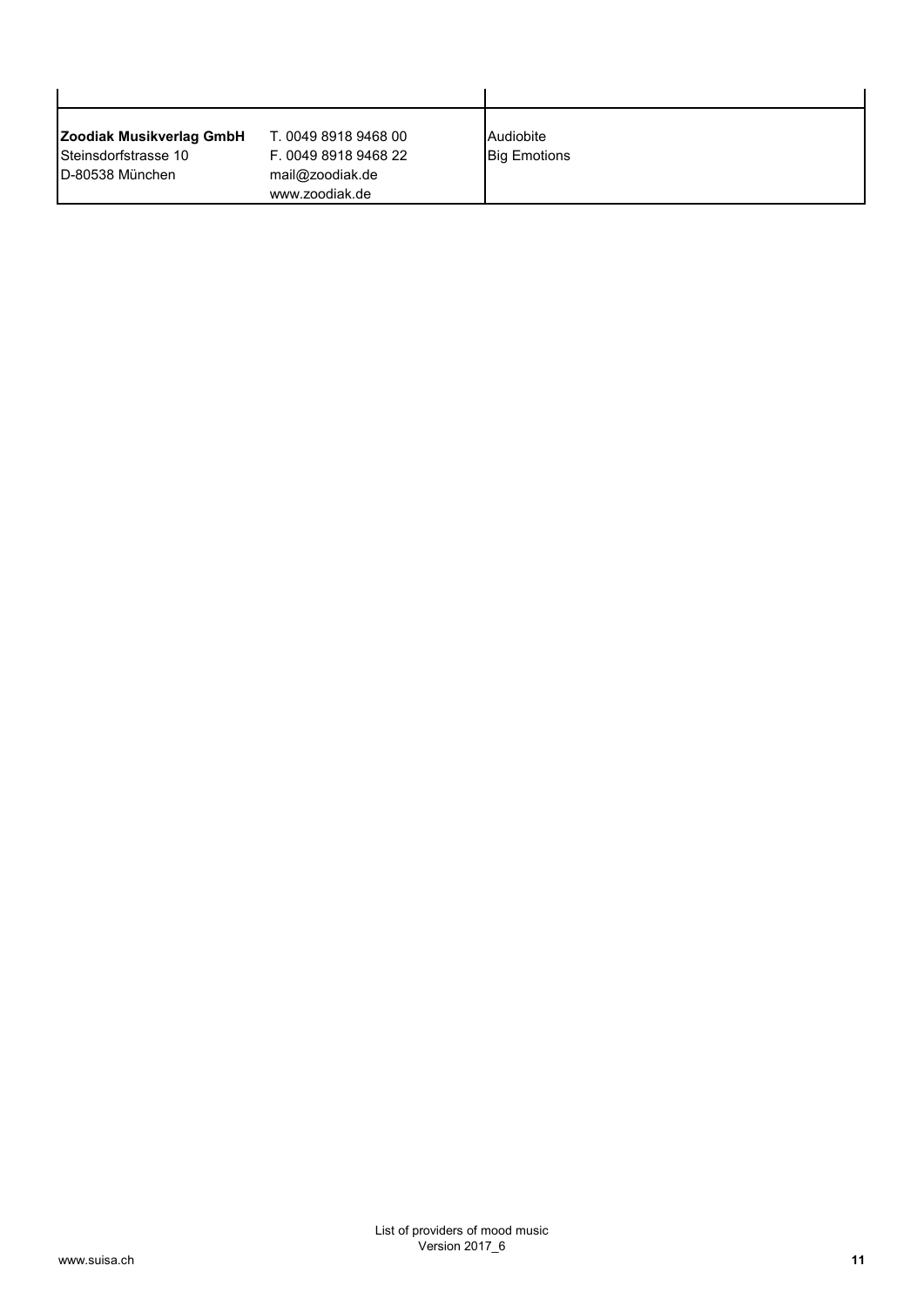| | | |
|---|---|---|
| **Zoodiak Musikverlag GmbH**<br>Steinsdorfstrasse 10<br>D-80538 München | T. 0049 8918 9468 00<br>F. 0049 8918 9468 22<br>mail@zoodiak.de<br>www.zoodiak.de | Audiobite<br>Big Emotions |